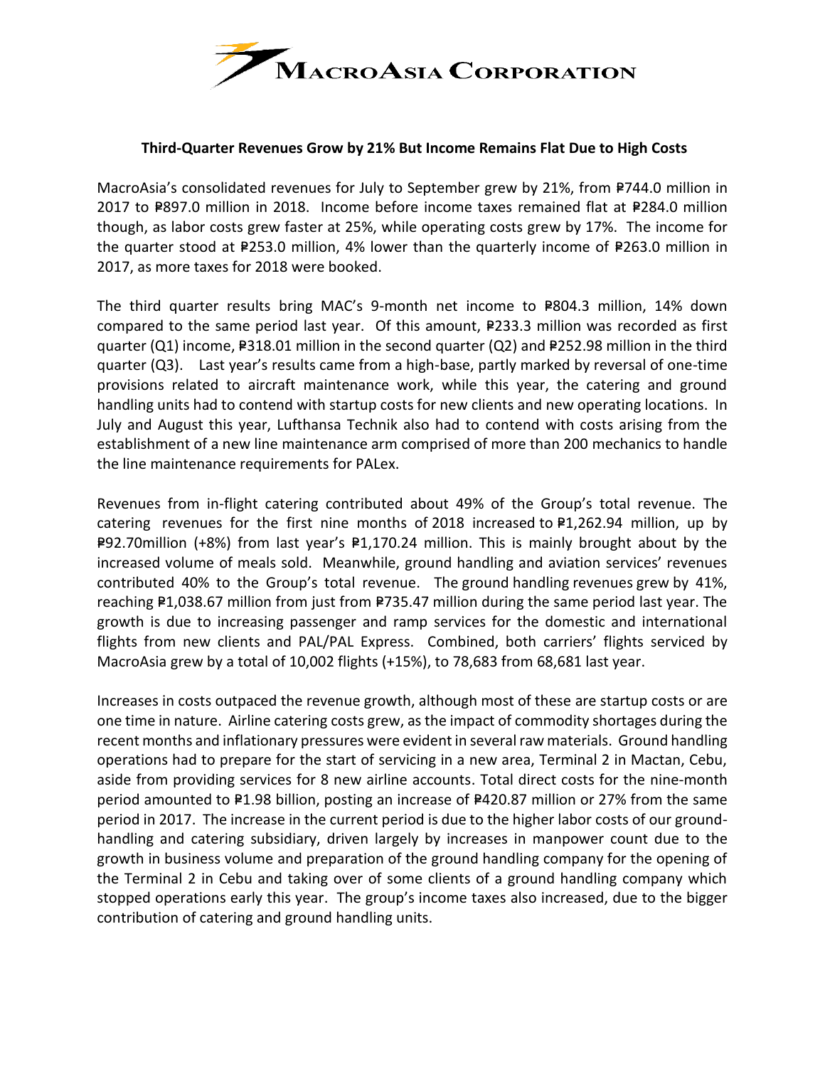**MacroAsia Corporation**

**Third-Quarter Revenues Grow by 21% But Income Remains Flat Due to High Costs**

MacroAsia's consolidated revenues for July to September grew by 21%, from ₱744.0 million in 2017 to ₱897.0 million in 2018. Income before income taxes remained flat at ₱284.0 million though, as labor costs grew faster at 25%, while operating costs grew by 17%. The income for the quarter stood at ₱253.0 million, 4% lower than the quarterly income of ₱263.0 million in 2017, as more taxes for 2018 were booked.

The third quarter results bring MAC's 9-month net income to ₱804.3 million, 14% down compared to the same period last year. Of this amount, ₱233.3 million was recorded as first quarter (Q1) income, ₱318.01 million in the second quarter (Q2) and ₱252.98 million in the third quarter (Q3). Last year's results came from a high-base, partly marked by reversal of one-time provisions related to aircraft maintenance work, while this year, the catering and ground handling units had to contend with startup costs for new clients and new operating locations. In July and August this year, Lufthansa Technik also had to contend with costs arising from the establishment of a new line maintenance arm comprised of more than 200 mechanics to handle the line maintenance requirements for PALex.

Revenues from in-flight catering contributed about 49% of the Group's total revenue. The catering revenues for the first nine months of 2018 increased to ₱1,262.94 million, up by ₱92.70million (+8%) from last year's ₱1,170.24 million. This is mainly brought about by the increased volume of meals sold. Meanwhile, ground handling and aviation services' revenues contributed 40% to the Group's total revenue. The ground handling revenues grew by 41%, reaching ₱1,038.67 million from just from ₱735.47 million during the same period last year. The growth is due to increasing passenger and ramp services for the domestic and international flights from new clients and PAL/PAL Express. Combined, both carriers' flights serviced by MacroAsia grew by a total of 10,002 flights (+15%), to 78,683 from 68,681 last year.

Increases in costs outpaced the revenue growth, although most of these are startup costs or are one time in nature. Airline catering costs grew, as the impact of commodity shortages during the recent months and inflationary pressures were evident in several raw materials. Ground handling operations had to prepare for the start of servicing in a new area, Terminal 2 in Mactan, Cebu, aside from providing services for 8 new airline accounts. Total direct costs for the nine-month period amounted to ₱1.98 billion, posting an increase of ₱420.87 million or 27% from the same period in 2017. The increase in the current period is due to the higher labor costs of our ground-handling and catering subsidiary, driven largely by increases in manpower count due to the growth in business volume and preparation of the ground handling company for the opening of the Terminal 2 in Cebu and taking over of some clients of a ground handling company which stopped operations early this year. The group's income taxes also increased, due to the bigger contribution of catering and ground handling units.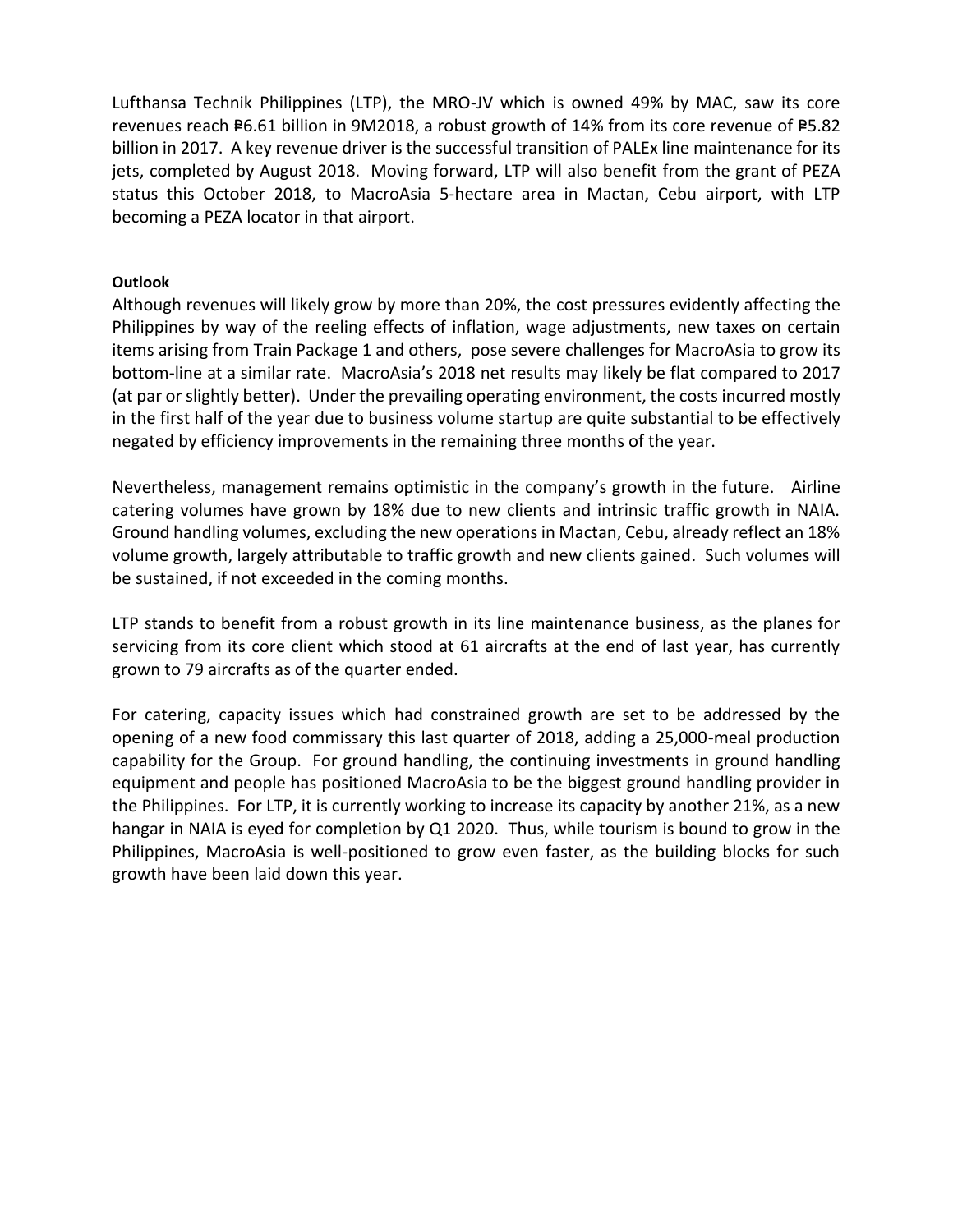Lufthansa Technik Philippines (LTP), the MRO-JV which is owned 49% by MAC, saw its core revenues reach ₱6.61 billion in 9M2018, a robust growth of 14% from its core revenue of ₱5.82 billion in 2017. A key revenue driver is the successful transition of PALEx line maintenance for its jets, completed by August 2018. Moving forward, LTP will also benefit from the grant of PEZA status this October 2018, to MacroAsia 5-hectare area in Mactan, Cebu airport, with LTP becoming a PEZA locator in that airport.

**Outlook**

Although revenues will likely grow by more than 20%, the cost pressures evidently affecting the Philippines by way of the reeling effects of inflation, wage adjustments, new taxes on certain items arising from Train Package 1 and others, pose severe challenges for MacroAsia to grow its bottom-line at a similar rate. MacroAsia's 2018 net results may likely be flat compared to 2017 (at par or slightly better). Under the prevailing operating environment, the costs incurred mostly in the first half of the year due to business volume startup are quite substantial to be effectively negated by efficiency improvements in the remaining three months of the year.

Nevertheless, management remains optimistic in the company's growth in the future. Airline catering volumes have grown by 18% due to new clients and intrinsic traffic growth in NAIA. Ground handling volumes, excluding the new operations in Mactan, Cebu, already reflect an 18% volume growth, largely attributable to traffic growth and new clients gained. Such volumes will be sustained, if not exceeded in the coming months.

LTP stands to benefit from a robust growth in its line maintenance business, as the planes for servicing from its core client which stood at 61 aircrafts at the end of last year, has currently grown to 79 aircrafts as of the quarter ended.

For catering, capacity issues which had constrained growth are set to be addressed by the opening of a new food commissary this last quarter of 2018, adding a 25,000-meal production capability for the Group. For ground handling, the continuing investments in ground handling equipment and people has positioned MacroAsia to be the biggest ground handling provider in the Philippines. For LTP, it is currently working to increase its capacity by another 21%, as a new hangar in NAIA is eyed for completion by Q1 2020. Thus, while tourism is bound to grow in the Philippines, MacroAsia is well-positioned to grow even faster, as the building blocks for such growth have been laid down this year.